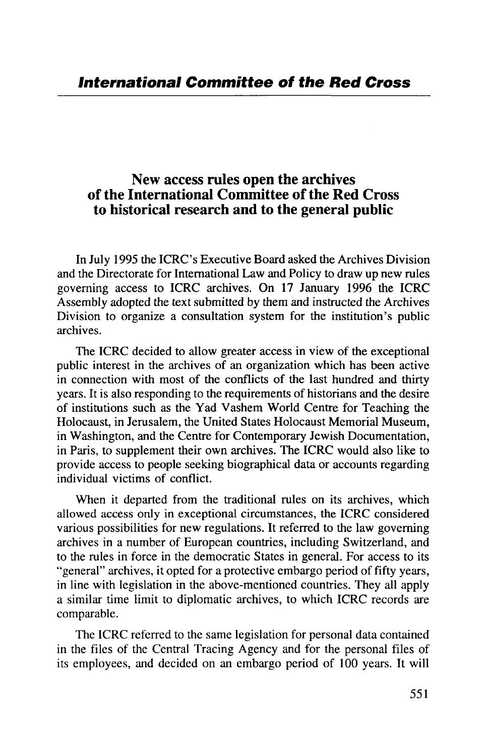## International Committee of the Red Cross

# New access rules open the archives of the International Committee of the Red Cross to historical research and to the general public

In July 1995 the ICRC's Executive Board asked the Archives Division and the Directorate for International Law and Policy to draw up new rules governing access to ICRC archives. On 17 January 1996 the ICRC Assembly adopted the text submitted by them and instructed the Archives Division to organize a consultation system for the institution's public archives.

The ICRC decided to allow greater access in view of the exceptional public interest in the archives of an organization which has been active in connection with most of the conflicts of the last hundred and thirty years. It is also responding to the requirements of historians and the desire of institutions such as the Yad Vashem World Centre for Teaching the Holocaust, in Jerusalem, the United States Holocaust Memorial Museum, in Washington, and the Centre for Contemporary Jewish Documentation, in Paris, to supplement their own archives. The ICRC would also like to provide access to people seeking biographical data or accounts regarding individual victims of conflict.

When it departed from the traditional rules on its archives, which allowed access only in exceptional circumstances, the ICRC considered various possibilities for new regulations. It referred to the law governing archives in a number of European countries, including Switzerland, and to the rules in force in the democratic States in general. For access to its "general" archives, it opted for a protective embargo period of fifty years, in line with legislation in the above-mentioned countries. They all apply a similar time limit to diplomatic archives, to which ICRC records are comparable.

The ICRC referred to the same legislation for personal data contained in the files of the Central Tracing Agency and for the personal files of its employees, and decided on an embargo period of 100 years. It will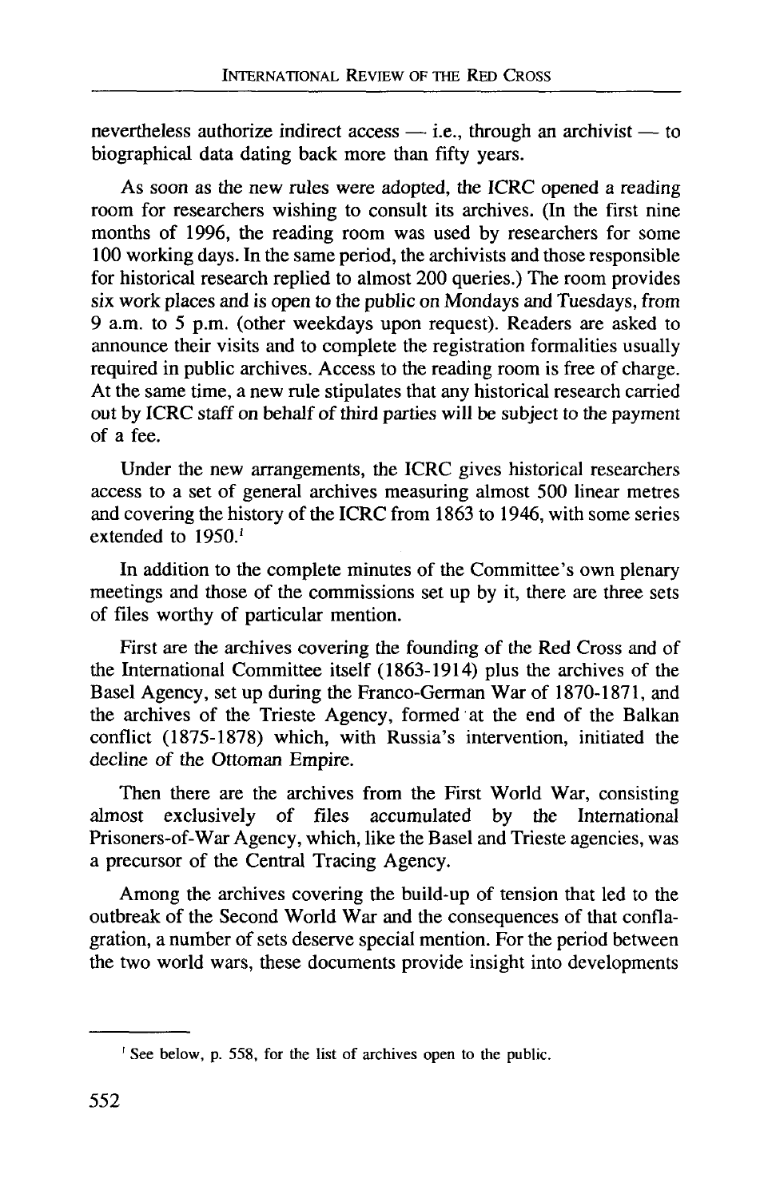nevertheless authorize indirect access — i.e., through an archivist — to biographical data dating back more than fifty years.

As soon as the new rules were adopted, the ICRC opened a reading room for researchers wishing to consult its archives. (In the first nine months of 1996, the reading room was used by researchers for some 100 working days. In the same period, the archivists and those responsible for historical research replied to almost 200 queries.) The room provides six work places and is open to the public on Mondays and Tuesdays, from 9 a.m. to 5 p.m. (other weekdays upon request). Readers are asked to announce their visits and to complete the registration formalities usually required in public archives. Access to the reading room is free of charge. At the same time, a new rule stipulates that any historical research carried out by ICRC staff on behalf of third parties will be subject to the payment of a fee.

Under the new arrangements, the ICRC gives historical researchers access to a set of general archives measuring almost 500 linear metres and covering the history of the ICRC from 1863 to 1946, with some series extended to 1950.[1]

In addition to the complete minutes of the Committee's own plenary meetings and those of the commissions set up by it, there are three sets of files worthy of particular mention.

First are the archives covering the founding of the Red Cross and of the International Committee itself (1863-1914) plus the archives of the Basel Agency, set up during the Franco-German War of 1870-1871, and the archives of the Trieste Agency, formed at the end of the Balkan conflict (1875-1878) which, with Russia's intervention, initiated the decline of the Ottoman Empire.

Then there are the archives from the First World War, consisting almost exclusively of files accumulated by the International Prisoners-of-War Agency, which, like the Basel and Trieste agencies, was a precursor of the Central Tracing Agency.

Among the archives covering the build-up of tension that led to the outbreak of the Second World War and the consequences of that conflagration, a number of sets deserve special mention. For the period between the two world wars, these documents provide insight into developments

[1] See below, p. 558, for the list of archives open to the public.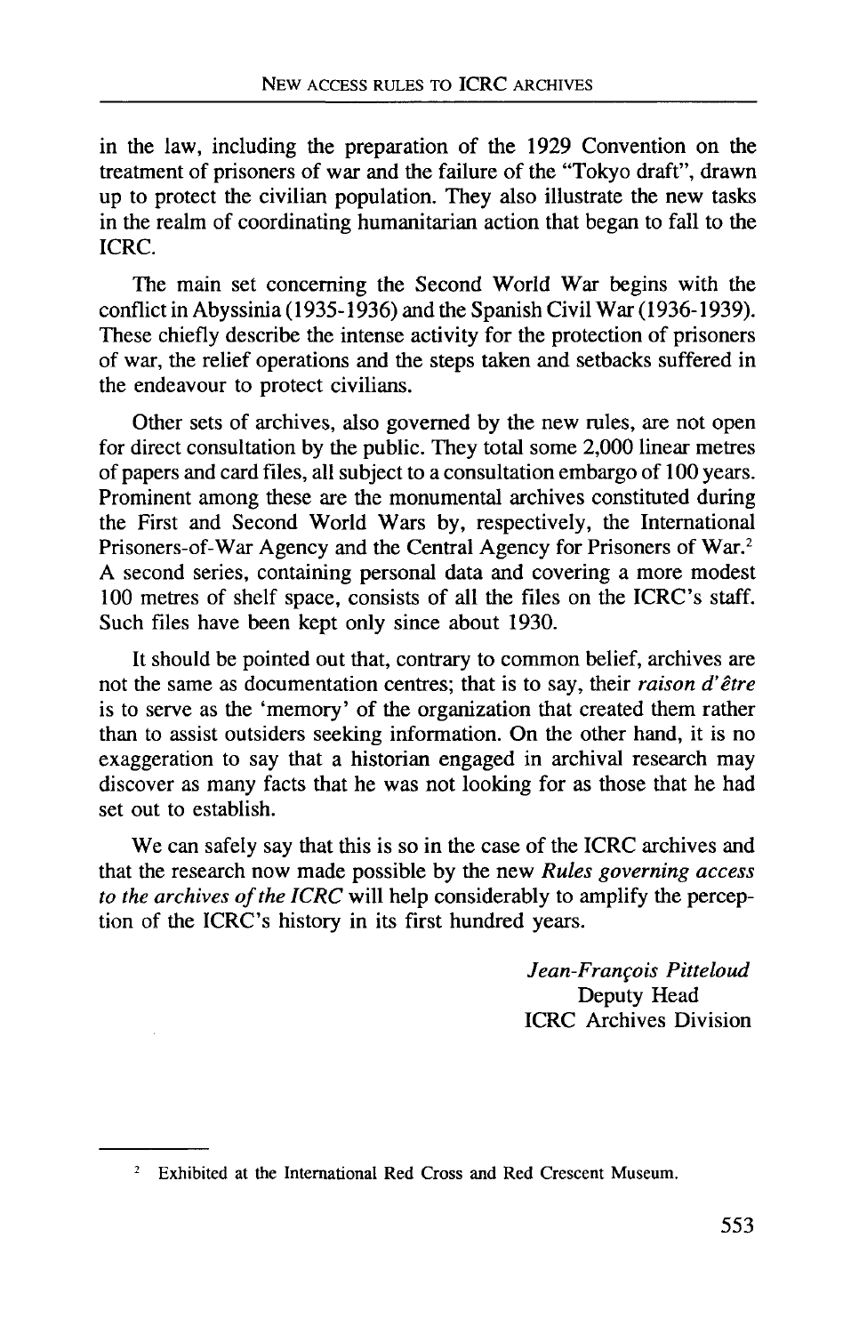in the law, including the preparation of the 1929 Convention on the treatment of prisoners of war and the failure of the "Tokyo draft", drawn up to protect the civilian population. They also illustrate the new tasks in the realm of coordinating humanitarian action that began to fall to the ICRC.

The main set concerning the Second World War begins with the conflict in Abyssinia (1935-1936) and the Spanish Civil War (1936-1939). These chiefly describe the intense activity for the protection of prisoners of war, the relief operations and the steps taken and setbacks suffered in the endeavour to protect civilians.

Other sets of archives, also governed by the new rules, are not open for direct consultation by the public. They total some 2,000 linear metres of papers and card files, all subject to a consultation embargo of 100 years. Prominent among these are the monumental archives constituted during the First and Second World Wars by, respectively, the International Prisoners-of-War Agency and the Central Agency for Prisoners of War.[2] A second series, containing personal data and covering a more modest 100 metres of shelf space, consists of all the files on the ICRC's staff. Such files have been kept only since about 1930.

It should be pointed out that, contrary to common belief, archives are not the same as documentation centres; that is to say, their *raison d'être* is to serve as the 'memory' of the organization that created them rather than to assist outsiders seeking information. On the other hand, it is no exaggeration to say that a historian engaged in archival research may discover as many facts that he was not looking for as those that he had set out to establish.

We can safely say that this is so in the case of the ICRC archives and that the research now made possible by the new *Rules governing access to the archives of the ICRC* will help considerably to amplify the perception of the ICRC's history in its first hundred years.

*Jean-François Pitteloud*
Deputy Head
ICRC Archives Division

[2] Exhibited at the International Red Cross and Red Crescent Museum.